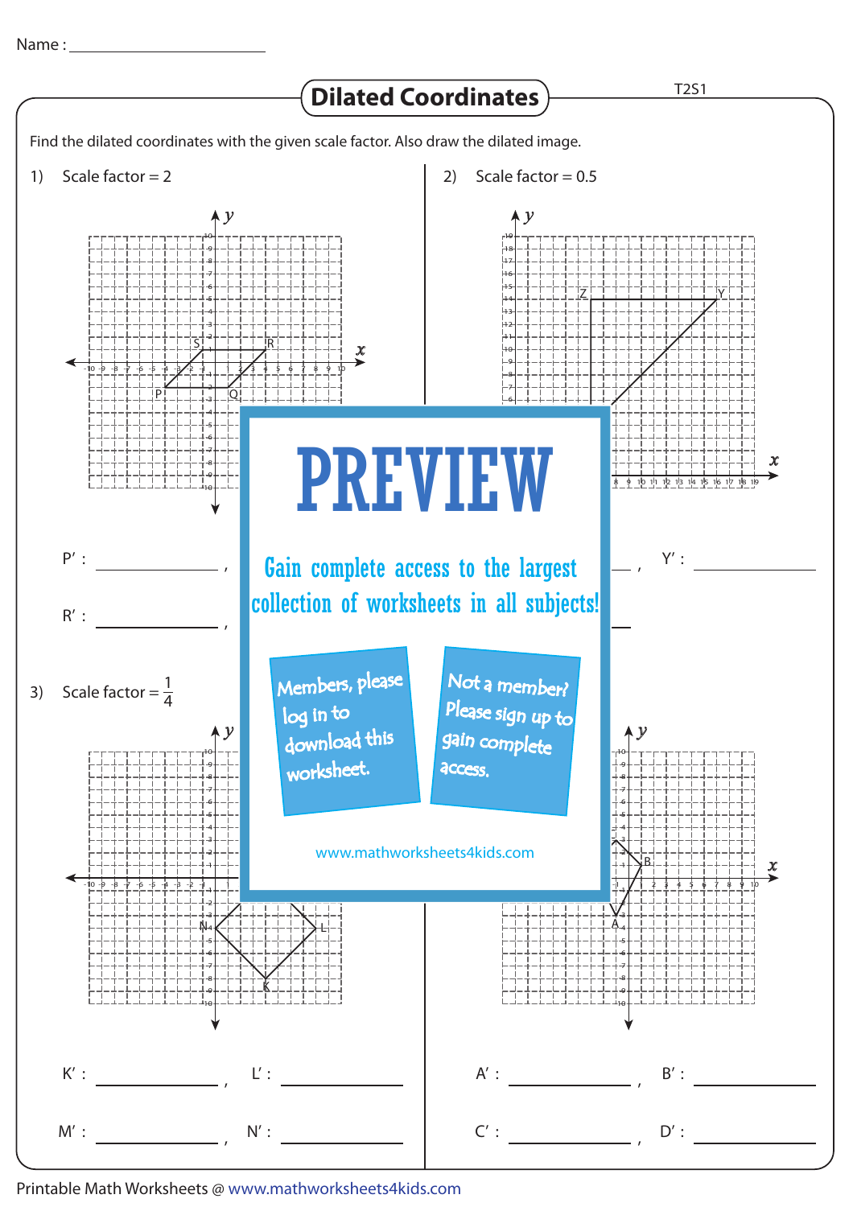Name : ______________________

# Dilated Coordinates

T2S1

Find the dilated coordinates with the given scale factor. Also draw the dilated image.

1) Scale factor = 2

P′ : ____________ ,

R′ : ____________ ,

2) Scale factor = 0.5

____ , Y′ : ____________

3) Scale factor = $\frac{1}{4}$

K′ : ____________ , L′ : ____________

M′ : ____________ , N′ : ____________

A′ : ____________ , B′ : ____________

C′ : ____________ , D′ : ____________

PREVIEW

Gain complete access to the largest collection of worksheets in all subjects!

Members, please log in to download this worksheet.

Not a member? Please sign up to gain complete access.

www.mathworksheets4kids.com

Printable Math Worksheets @ www.mathworksheets4kids.com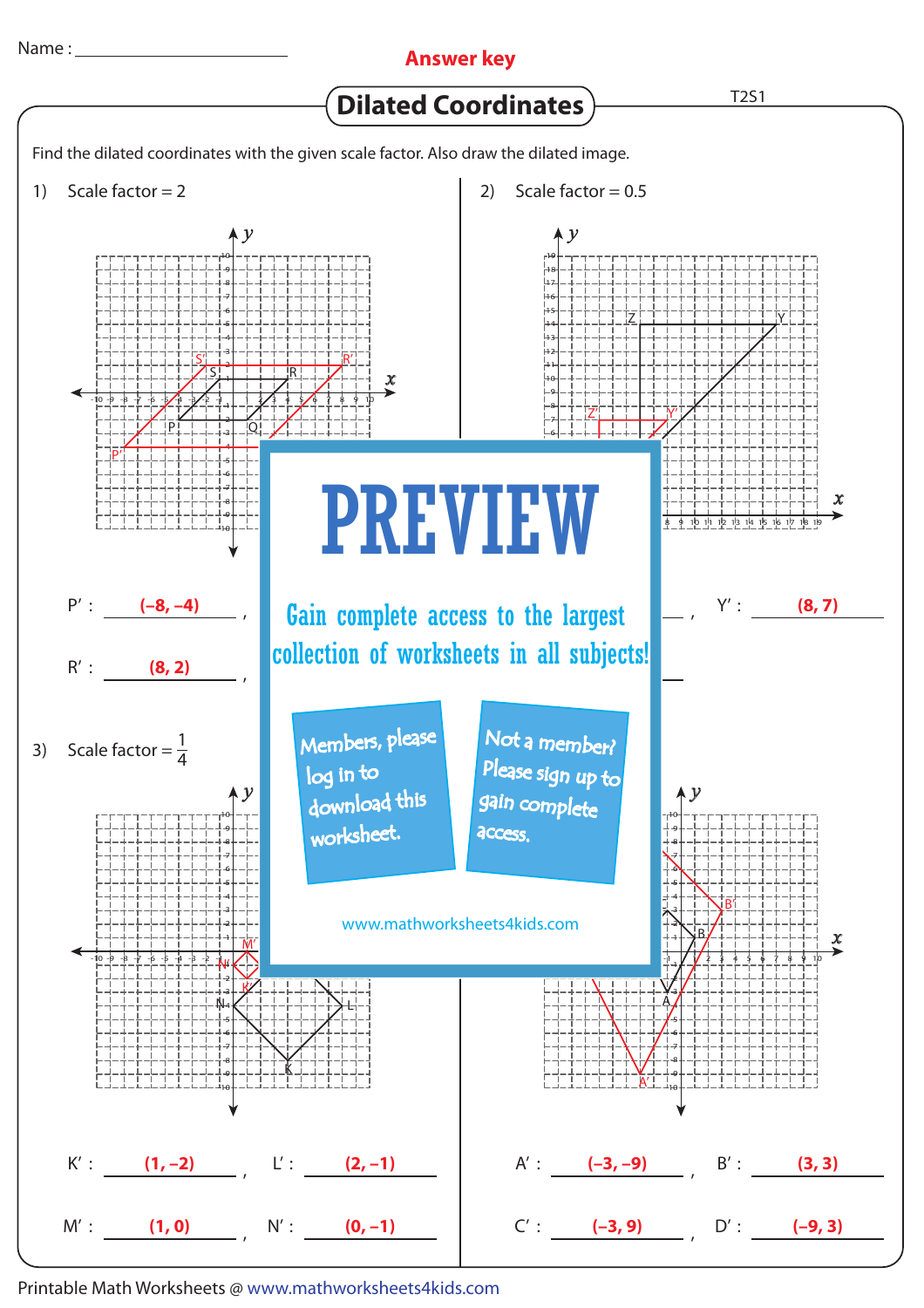Name : ______________________

**Answer key**

# Dilated Coordinates

Find the dilated coordinates with the given scale factor. Also draw the dilated image.

1) Scale factor = 2

P′ : **(−8, −4)** , 

R′ : **(8, 2)** , 

2) Scale factor = 0.5

Y′ : **(8, 7)**

3) Scale factor = $\frac{1}{4}$

K′ : **(1, −2)** , L′ : **(2, −1)**

M′ : **(1, 0)** , N′ : **(0, −1)**

A′ : **(−3, −9)** , B′ : **(3, 3)**

C′ : **(−3, 9)** , D′ : **(−9, 3)**

PREVIEW

Gain complete access to the largest collection of worksheets in all subjects!

Members, please log in to download this worksheet.

Not a member? Please sign up to gain complete access.

www.mathworksheets4kids.com

Printable Math Worksheets @ www.mathworksheets4kids.com